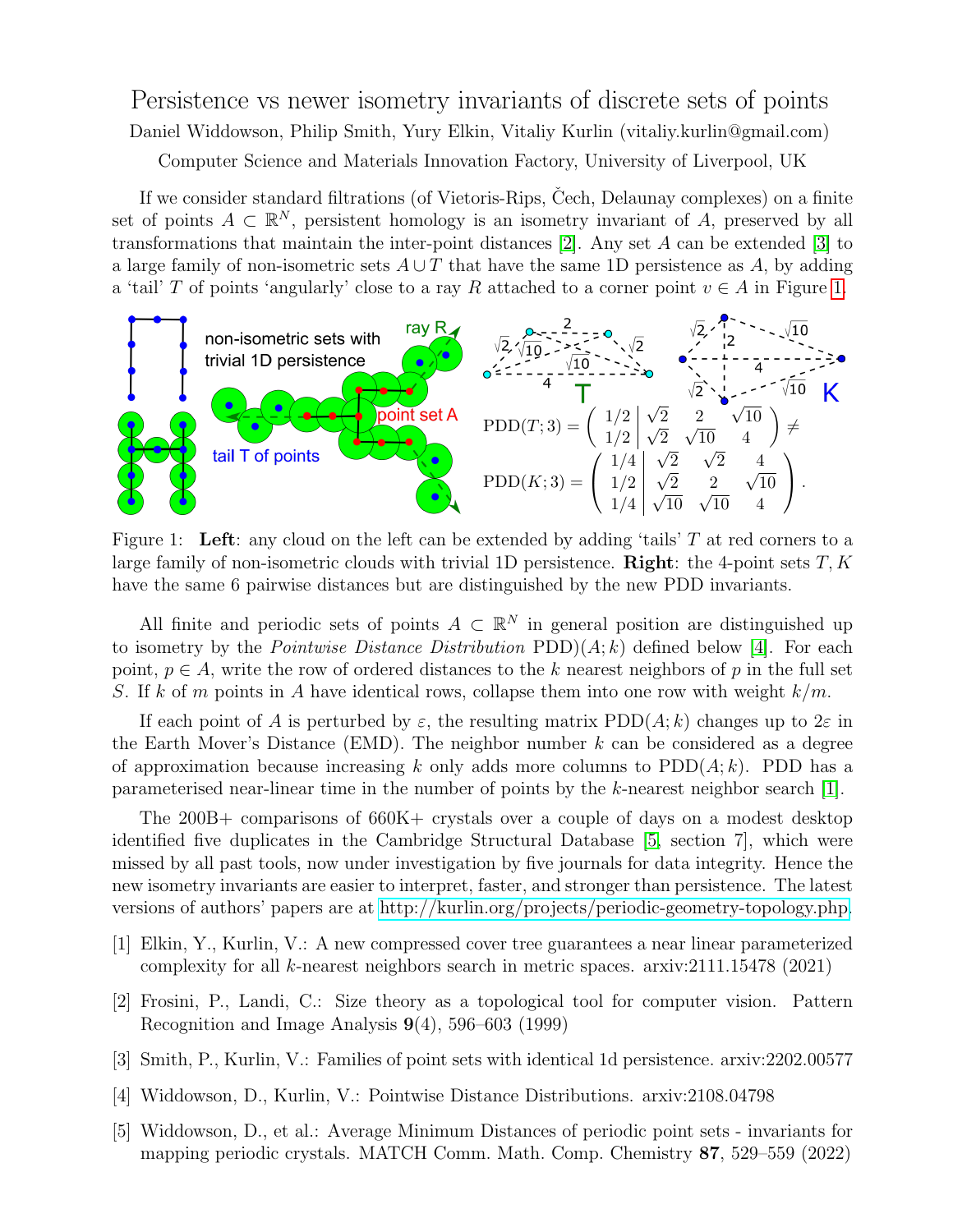# Persistence vs newer isometry invariants of discrete sets of points

Daniel Widdowson, Philip Smith, Yury Elkin, Vitaliy Kurlin (vitaliy.kurlin@gmail.com)

Computer Science and Materials Innovation Factory, University of Liverpool, UK

If we consider standard filtrations (of Vietoris-Rips, Čech, Delaunay complexes) on a finite set of points $A \subset \mathbb{R}^N$, persistent homology is an isometry invariant of $A$, preserved by all transformations that maintain the inter-point distances [2]. Any set $A$ can be extended [3] to a large family of non-isometric sets $A \cup T$ that have the same 1D persistence as $A$, by adding a 'tail' $T$ of points 'angularly' close to a ray $R$ attached to a corner point $v \in A$ in Figure 1.

$$\mathrm{PDD}(T;3) = \left( \begin{array}{c|ccc} 1/2 & \sqrt{2} & 2 & \sqrt{10} \\ 1/2 & \sqrt{2} & \sqrt{10} & 4 \end{array} \right) \neq$$

$$\mathrm{PDD}(K;3) = \left( \begin{array}{c|ccc} 1/4 & \sqrt{2} & \sqrt{2} & 4 \\ 1/2 & \sqrt{2} & 2 & \sqrt{10} \\ 1/4 & \sqrt{10} & \sqrt{10} & 4 \end{array} \right).$$

Figure 1: **Left**: any cloud on the left can be extended by adding 'tails' $T$ at red corners to a large family of non-isometric clouds with trivial 1D persistence. **Right**: the 4-point sets $T, K$ have the same 6 pairwise distances but are distinguished by the new PDD invariants.

All finite and periodic sets of points $A \subset \mathbb{R}^N$ in general position are distinguished up to isometry by the *Pointwise Distance Distribution* PDD)$(A; k)$ defined below [4]. For each point, $p \in A$, write the row of ordered distances to the $k$ nearest neighbors of $p$ in the full set $S$. If $k$ of $m$ points in $A$ have identical rows, collapse them into one row with weight $k/m$.

If each point of $A$ is perturbed by $\varepsilon$, the resulting matrix $\mathrm{PDD}(A; k)$ changes up to $2\varepsilon$ in the Earth Mover's Distance (EMD). The neighbor number $k$ can be considered as a degree of approximation because increasing $k$ only adds more columns to $\mathrm{PDD}(A; k)$. PDD has a parameterised near-linear time in the number of points by the $k$-nearest neighbor search [1].

The 200B+ comparisons of 660K+ crystals over a couple of days on a modest desktop identified five duplicates in the Cambridge Structural Database [5, section 7], which were missed by all past tools, now under investigation by five journals for data integrity. Hence the new isometry invariants are easier to interpret, faster, and stronger than persistence. The latest versions of authors' papers are at http://kurlin.org/projects/periodic-geometry-topology.php.

[1] Elkin, Y., Kurlin, V.: A new compressed cover tree guarantees a near linear parameterized complexity for all $k$-nearest neighbors search in metric spaces. arxiv:2111.15478 (2021)

[2] Frosini, P., Landi, C.: Size theory as a topological tool for computer vision. Pattern Recognition and Image Analysis **9**(4), 596–603 (1999)

[3] Smith, P., Kurlin, V.: Families of point sets with identical 1d persistence. arxiv:2202.00577

[4] Widdowson, D., Kurlin, V.: Pointwise Distance Distributions. arxiv:2108.04798

[5] Widdowson, D., et al.: Average Minimum Distances of periodic point sets - invariants for mapping periodic crystals. MATCH Comm. Math. Comp. Chemistry **87**, 529–559 (2022)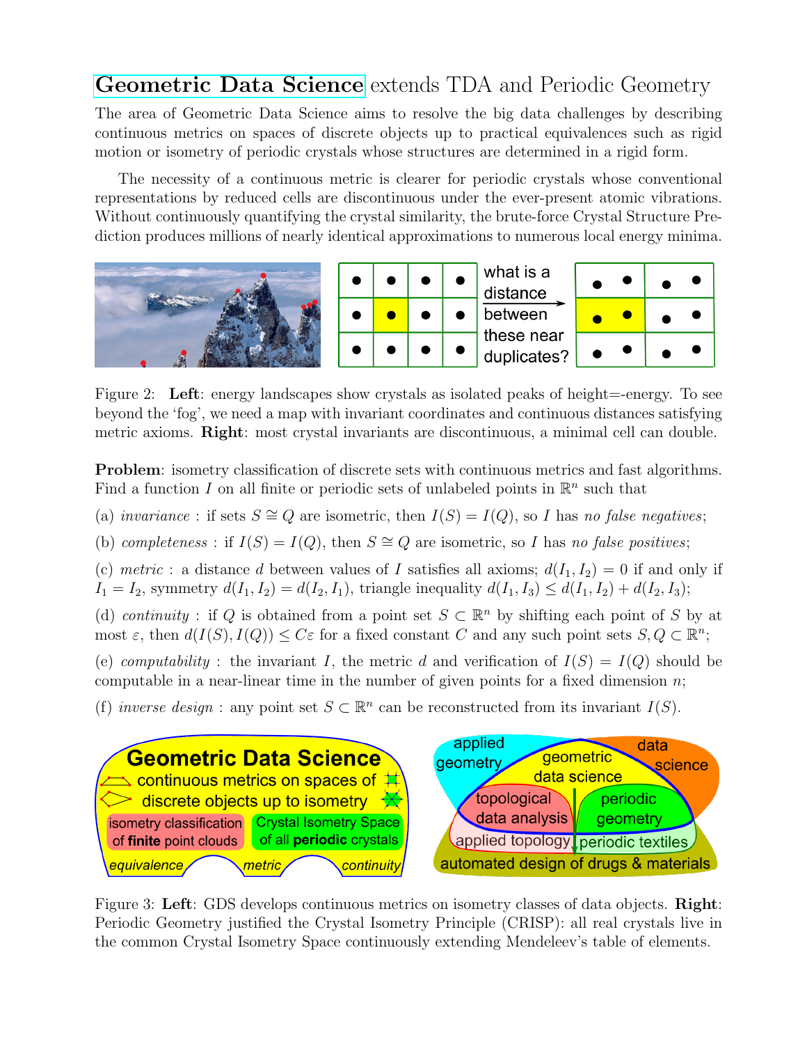# Geometric Data Science extends TDA and Periodic Geometry

The area of Geometric Data Science aims to resolve the big data challenges by describing continuous metrics on spaces of discrete objects up to practical equivalences such as rigid motion or isometry of periodic crystals whose structures are determined in a rigid form.

The necessity of a continuous metric is clearer for periodic crystals whose conventional representations by reduced cells are discontinuous under the ever-present atomic vibrations. Without continuously quantifying the crystal similarity, the brute-force Crystal Structure Prediction produces millions of nearly identical approximations to numerous local energy minima.

what is a distance between these near duplicates?

Figure 2: **Left**: energy landscapes show crystals as isolated peaks of height=-energy. To see beyond the 'fog', we need a map with invariant coordinates and continuous distances satisfying metric axioms. **Right**: most crystal invariants are discontinuous, a minimal cell can double.

**Problem**: isometry classification of discrete sets with continuous metrics and fast algorithms. Find a function $I$ on all finite or periodic sets of unlabeled points in $\mathbb{R}^n$ such that

(a) *invariance* : if sets $S \cong Q$ are isometric, then $I(S) = I(Q)$, so $I$ has *no false negatives*;

(b) *completeness* : if $I(S) = I(Q)$, then $S \cong Q$ are isometric, so $I$ has *no false positives*;

(c) *metric* : a distance $d$ between values of $I$ satisfies all axioms; $d(I_1, I_2) = 0$ if and only if $I_1 = I_2$, symmetry $d(I_1, I_2) = d(I_2, I_1)$, triangle inequality $d(I_1, I_3) \leq d(I_1, I_2) + d(I_2, I_3)$;

(d) *continuity* : if $Q$ is obtained from a point set $S \subset \mathbb{R}^n$ by shifting each point of $S$ by at most $\varepsilon$, then $d(I(S), I(Q)) \leq C\varepsilon$ for a fixed constant $C$ and any such point sets $S, Q \subset \mathbb{R}^n$;

(e) *computability* : the invariant $I$, the metric $d$ and verification of $I(S) = I(Q)$ should be computable in a near-linear time in the number of given points for a fixed dimension $n$;

(f) *inverse design* : any point set $S \subset \mathbb{R}^n$ can be reconstructed from its invariant $I(S)$.

Geometric Data Science
continuous metrics on spaces of
discrete objects up to isometry
isometry classification of **finite** point clouds
Crystal Isometry Space of all **periodic** crystals
equivalence
metric
continuity

applied geometry
geometric data science
data science
topological data analysis
periodic geometry
applied topology
periodic textiles
automated design of drugs & materials

Figure 3: **Left**: GDS develops continuous metrics on isometry classes of data objects. **Right**: Periodic Geometry justified the Crystal Isometry Principle (CRISP): all real crystals live in the common Crystal Isometry Space continuously extending Mendeleev's table of elements.